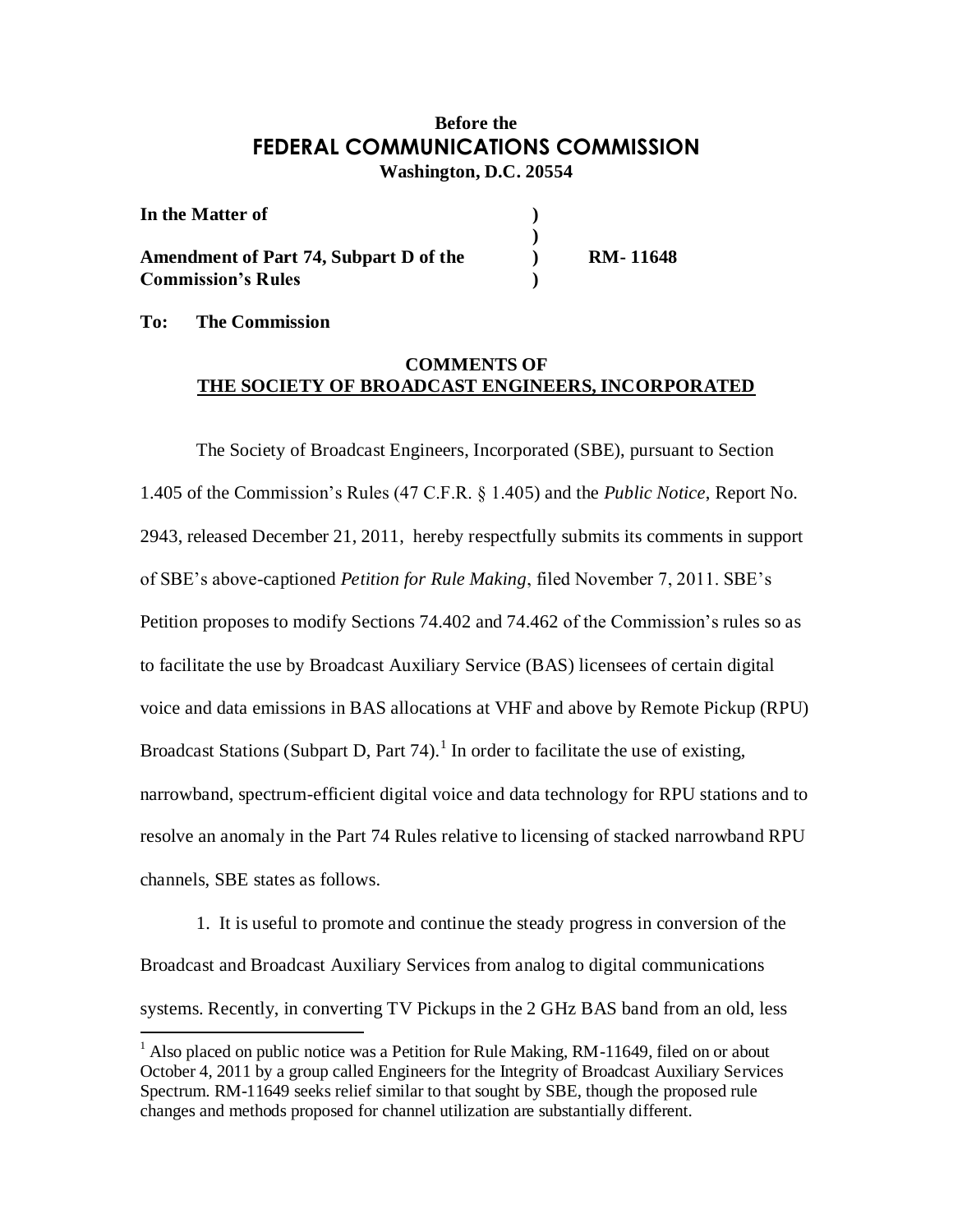**Before the**
## FEDERAL COMMUNICATIONS COMMISSION
**Washington, D.C. 20554**

| | | |
|---|---|---|
| **In the Matter of** | **)** | |
| | **)** | |
| **Amendment of Part 74, Subpart D of the** | **)** | **RM- 11648** |
| **Commission's Rules** | **)** | |

**To: The Commission**

### COMMENTS OF THE SOCIETY OF BROADCAST ENGINEERS, INCORPORATED

The Society of Broadcast Engineers, Incorporated (SBE), pursuant to Section 1.405 of the Commission's Rules (47 C.F.R. § 1.405) and the *Public Notice*, Report No. 2943, released December 21, 2011, hereby respectfully submits its comments in support of SBE's above-captioned *Petition for Rule Making*, filed November 7, 2011. SBE's Petition proposes to modify Sections 74.402 and 74.462 of the Commission's rules so as to facilitate the use by Broadcast Auxiliary Service (BAS) licensees of certain digital voice and data emissions in BAS allocations at VHF and above by Remote Pickup (RPU) Broadcast Stations (Subpart D, Part 74).[1] In order to facilitate the use of existing, narrowband, spectrum-efficient digital voice and data technology for RPU stations and to resolve an anomaly in the Part 74 Rules relative to licensing of stacked narrowband RPU channels, SBE states as follows.

1. It is useful to promote and continue the steady progress in conversion of the Broadcast and Broadcast Auxiliary Services from analog to digital communications systems. Recently, in converting TV Pickups in the 2 GHz BAS band from an old, less

---

[1] Also placed on public notice was a Petition for Rule Making, RM-11649, filed on or about October 4, 2011 by a group called Engineers for the Integrity of Broadcast Auxiliary Services Spectrum. RM-11649 seeks relief similar to that sought by SBE, though the proposed rule changes and methods proposed for channel utilization are substantially different.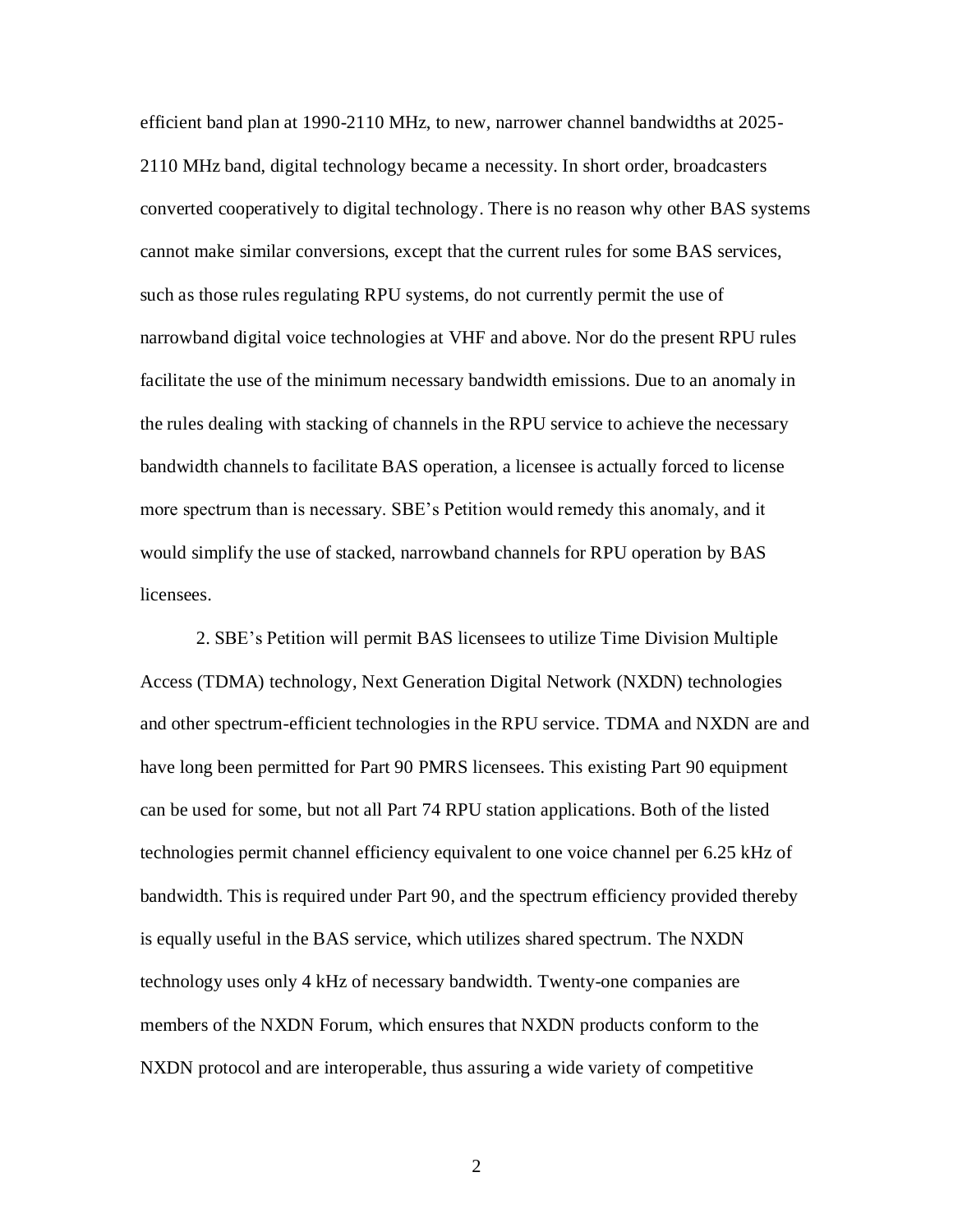efficient band plan at 1990-2110 MHz, to new, narrower channel bandwidths at 2025-2110 MHz band, digital technology became a necessity. In short order, broadcasters converted cooperatively to digital technology. There is no reason why other BAS systems cannot make similar conversions, except that the current rules for some BAS services, such as those rules regulating RPU systems, do not currently permit the use of narrowband digital voice technologies at VHF and above. Nor do the present RPU rules facilitate the use of the minimum necessary bandwidth emissions. Due to an anomaly in the rules dealing with stacking of channels in the RPU service to achieve the necessary bandwidth channels to facilitate BAS operation, a licensee is actually forced to license more spectrum than is necessary. SBE's Petition would remedy this anomaly, and it would simplify the use of stacked, narrowband channels for RPU operation by BAS licensees.

2. SBE's Petition will permit BAS licensees to utilize Time Division Multiple Access (TDMA) technology, Next Generation Digital Network (NXDN) technologies and other spectrum-efficient technologies in the RPU service. TDMA and NXDN are and have long been permitted for Part 90 PMRS licensees. This existing Part 90 equipment can be used for some, but not all Part 74 RPU station applications. Both of the listed technologies permit channel efficiency equivalent to one voice channel per 6.25 kHz of bandwidth. This is required under Part 90, and the spectrum efficiency provided thereby is equally useful in the BAS service, which utilizes shared spectrum. The NXDN technology uses only 4 kHz of necessary bandwidth. Twenty-one companies are members of the NXDN Forum, which ensures that NXDN products conform to the NXDN protocol and are interoperable, thus assuring a wide variety of competitive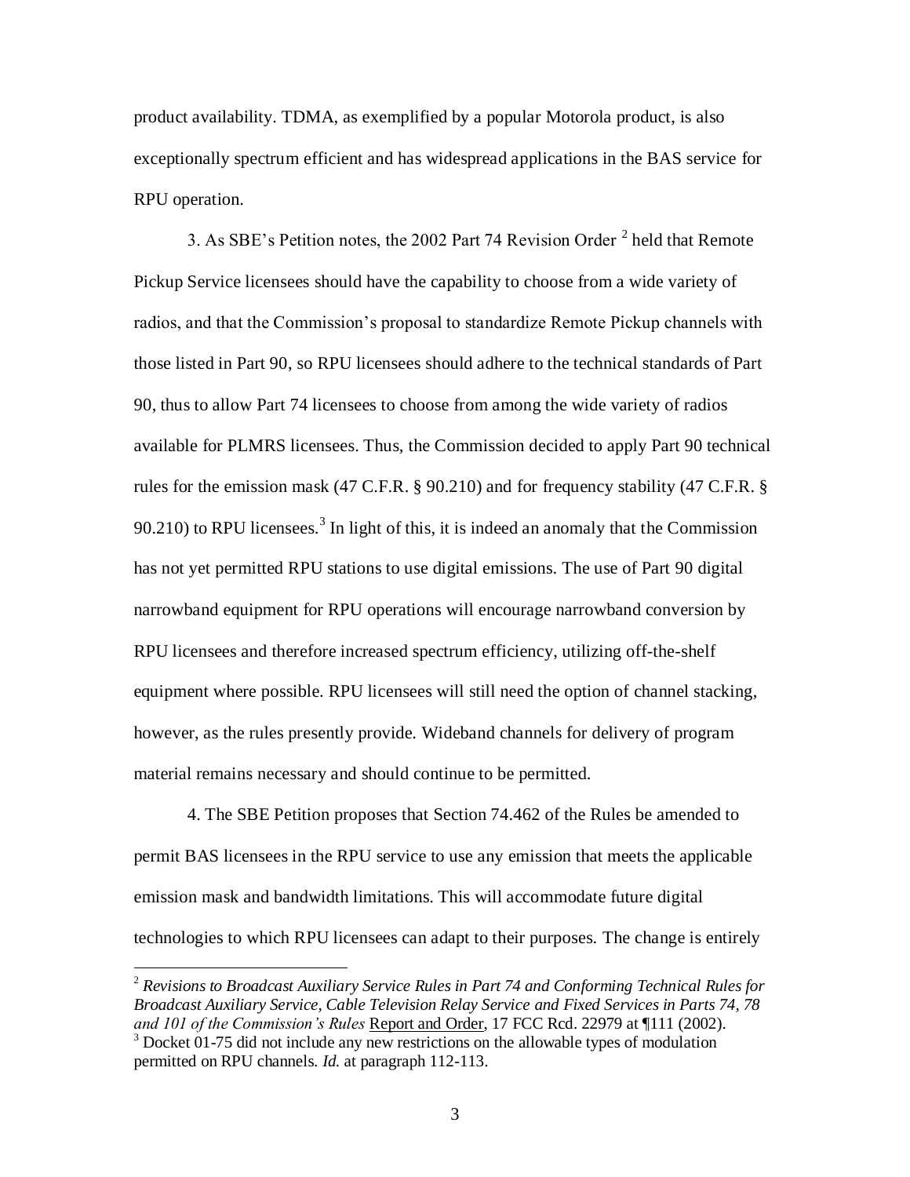product availability. TDMA, as exemplified by a popular Motorola product, is also exceptionally spectrum efficient and has widespread applications in the BAS service for RPU operation.

3. As SBE's Petition notes, the 2002 Part 74 Revision Order [2] held that Remote Pickup Service licensees should have the capability to choose from a wide variety of radios, and that the Commission's proposal to standardize Remote Pickup channels with those listed in Part 90, so RPU licensees should adhere to the technical standards of Part 90, thus to allow Part 74 licensees to choose from among the wide variety of radios available for PLMRS licensees. Thus, the Commission decided to apply Part 90 technical rules for the emission mask (47 C.F.R. § 90.210) and for frequency stability (47 C.F.R. § 90.210) to RPU licensees.[3] In light of this, it is indeed an anomaly that the Commission has not yet permitted RPU stations to use digital emissions. The use of Part 90 digital narrowband equipment for RPU operations will encourage narrowband conversion by RPU licensees and therefore increased spectrum efficiency, utilizing off-the-shelf equipment where possible. RPU licensees will still need the option of channel stacking, however, as the rules presently provide. Wideband channels for delivery of program material remains necessary and should continue to be permitted.

4. The SBE Petition proposes that Section 74.462 of the Rules be amended to permit BAS licensees in the RPU service to use any emission that meets the applicable emission mask and bandwidth limitations. This will accommodate future digital technologies to which RPU licensees can adapt to their purposes. The change is entirely

---

[2] *Revisions to Broadcast Auxiliary Service Rules in Part 74 and Conforming Technical Rules for Broadcast Auxiliary Service, Cable Television Relay Service and Fixed Services in Parts 74, 78 and 101 of the Commission's Rules* Report and Order, 17 FCC Rcd. 22979 at ¶111 (2002).

[3] Docket 01-75 did not include any new restrictions on the allowable types of modulation permitted on RPU channels. *Id.* at paragraph 112-113.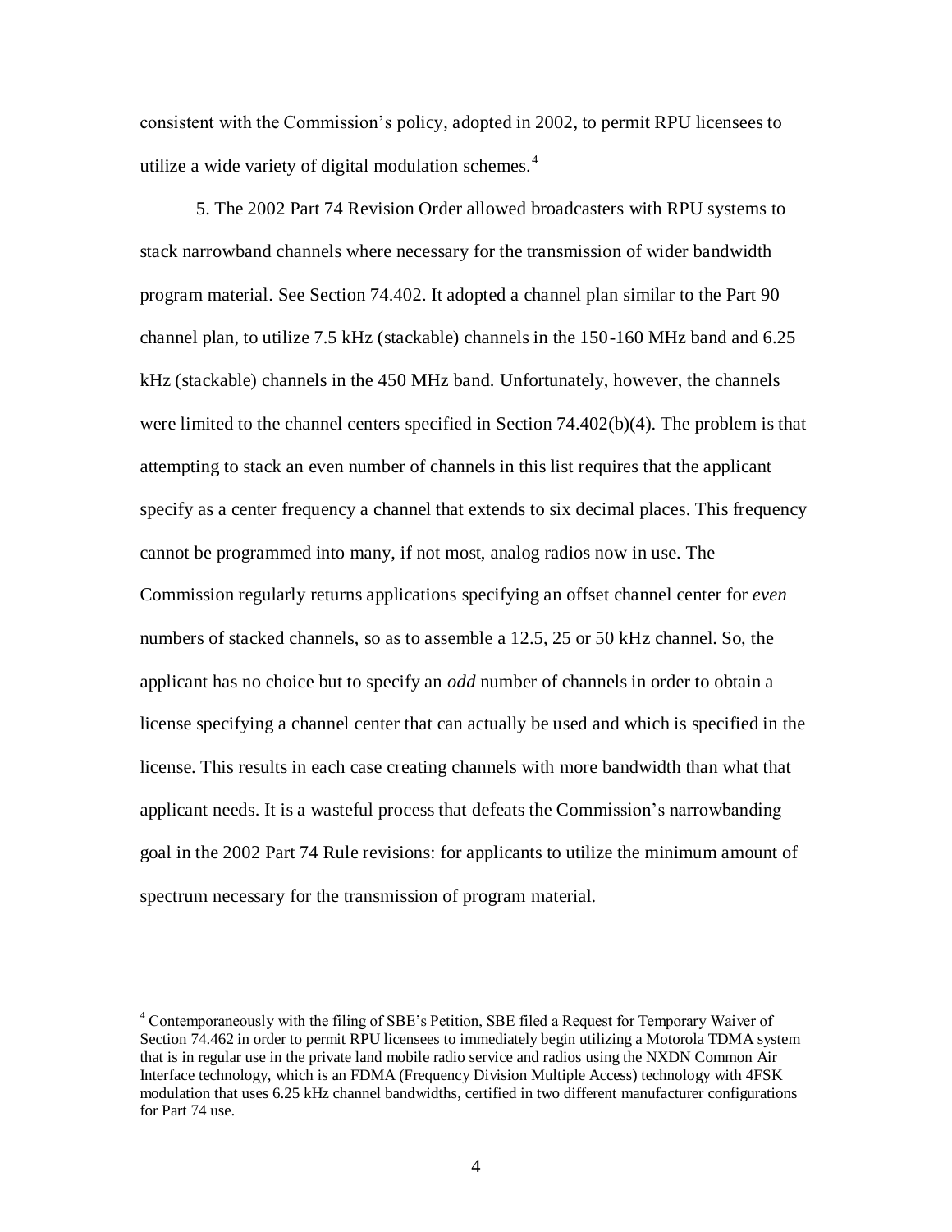consistent with the Commission's policy, adopted in 2002, to permit RPU licensees to utilize a wide variety of digital modulation schemes.[4]

5. The 2002 Part 74 Revision Order allowed broadcasters with RPU systems to stack narrowband channels where necessary for the transmission of wider bandwidth program material. See Section 74.402. It adopted a channel plan similar to the Part 90 channel plan, to utilize 7.5 kHz (stackable) channels in the 150-160 MHz band and 6.25 kHz (stackable) channels in the 450 MHz band. Unfortunately, however, the channels were limited to the channel centers specified in Section 74.402(b)(4). The problem is that attempting to stack an even number of channels in this list requires that the applicant specify as a center frequency a channel that extends to six decimal places. This frequency cannot be programmed into many, if not most, analog radios now in use. The Commission regularly returns applications specifying an offset channel center for *even* numbers of stacked channels, so as to assemble a 12.5, 25 or 50 kHz channel. So, the applicant has no choice but to specify an *odd* number of channels in order to obtain a license specifying a channel center that can actually be used and which is specified in the license. This results in each case creating channels with more bandwidth than what that applicant needs. It is a wasteful process that defeats the Commission's narrowbanding goal in the 2002 Part 74 Rule revisions: for applicants to utilize the minimum amount of spectrum necessary for the transmission of program material.

[4] Contemporaneously with the filing of SBE's Petition, SBE filed a Request for Temporary Waiver of Section 74.462 in order to permit RPU licensees to immediately begin utilizing a Motorola TDMA system that is in regular use in the private land mobile radio service and radios using the NXDN Common Air Interface technology, which is an FDMA (Frequency Division Multiple Access) technology with 4FSK modulation that uses 6.25 kHz channel bandwidths, certified in two different manufacturer configurations for Part 74 use.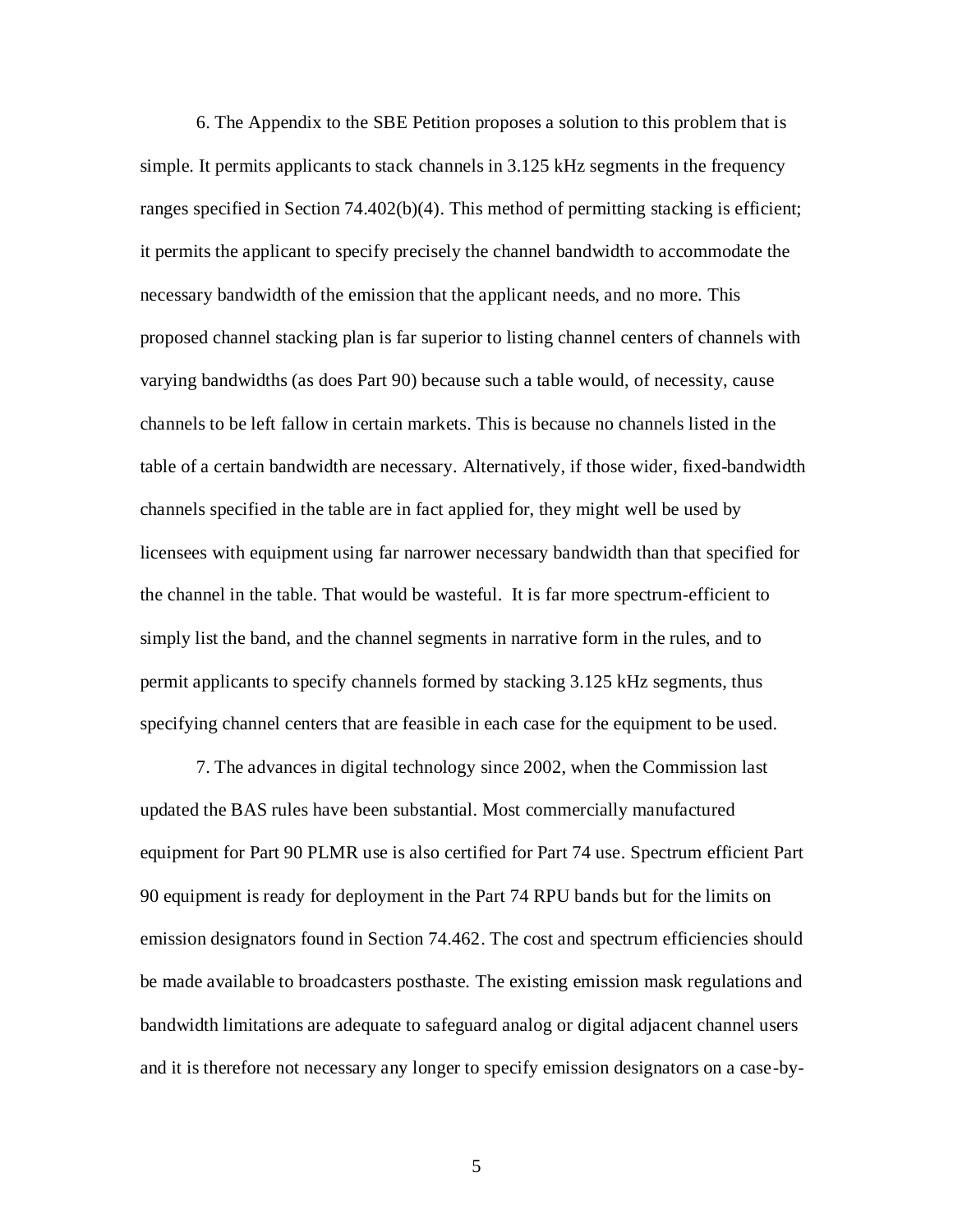6. The Appendix to the SBE Petition proposes a solution to this problem that is simple. It permits applicants to stack channels in 3.125 kHz segments in the frequency ranges specified in Section 74.402(b)(4). This method of permitting stacking is efficient; it permits the applicant to specify precisely the channel bandwidth to accommodate the necessary bandwidth of the emission that the applicant needs, and no more. This proposed channel stacking plan is far superior to listing channel centers of channels with varying bandwidths (as does Part 90) because such a table would, of necessity, cause channels to be left fallow in certain markets. This is because no channels listed in the table of a certain bandwidth are necessary. Alternatively, if those wider, fixed-bandwidth channels specified in the table are in fact applied for, they might well be used by licensees with equipment using far narrower necessary bandwidth than that specified for the channel in the table. That would be wasteful. It is far more spectrum-efficient to simply list the band, and the channel segments in narrative form in the rules, and to permit applicants to specify channels formed by stacking 3.125 kHz segments, thus specifying channel centers that are feasible in each case for the equipment to be used.

7. The advances in digital technology since 2002, when the Commission last updated the BAS rules have been substantial. Most commercially manufactured equipment for Part 90 PLMR use is also certified for Part 74 use. Spectrum efficient Part 90 equipment is ready for deployment in the Part 74 RPU bands but for the limits on emission designators found in Section 74.462. The cost and spectrum efficiencies should be made available to broadcasters posthaste. The existing emission mask regulations and bandwidth limitations are adequate to safeguard analog or digital adjacent channel users and it is therefore not necessary any longer to specify emission designators on a case-by-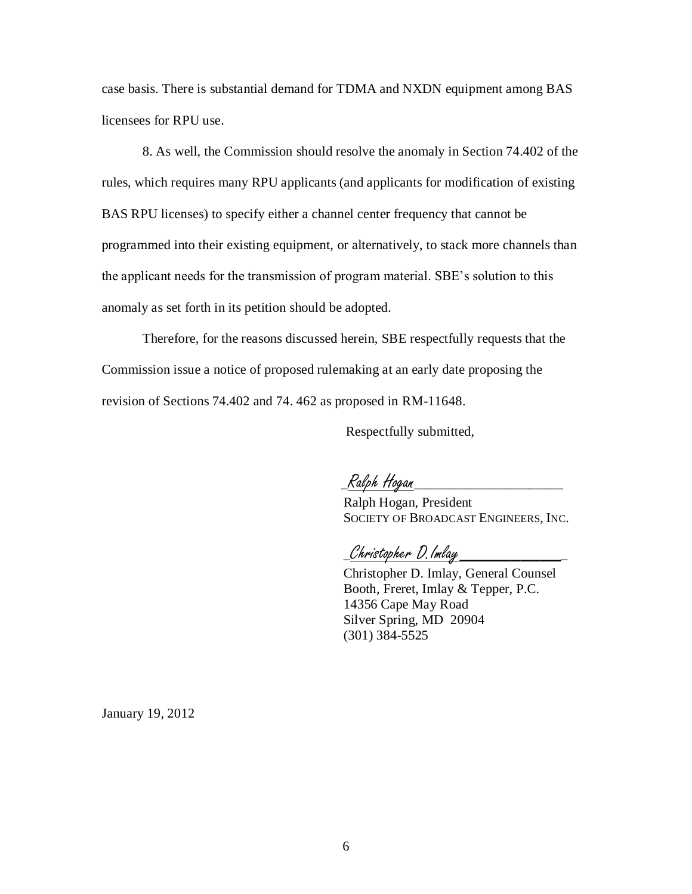case basis. There is substantial demand for TDMA and NXDN equipment among BAS licensees for RPU use.

8. As well, the Commission should resolve the anomaly in Section 74.402 of the rules, which requires many RPU applicants (and applicants for modification of existing BAS RPU licenses) to specify either a channel center frequency that cannot be programmed into their existing equipment, or alternatively, to stack more channels than the applicant needs for the transmission of program material. SBE's solution to this anomaly as set forth in its petition should be adopted.

Therefore, for the reasons discussed herein, SBE respectfully requests that the Commission issue a notice of proposed rulemaking at an early date proposing the revision of Sections 74.402 and 74. 462 as proposed in RM-11648.

Respectfully submitted,

_Ralph Hogan_______________________

Ralph Hogan, President
SOCIETY OF BROADCAST ENGINEERS, INC.

_Christopher D. Imlay_______________

Christopher D. Imlay, General Counsel
Booth, Freret, Imlay & Tepper, P.C.
14356 Cape May Road
Silver Spring, MD 20904
(301) 384-5525

January 19, 2012